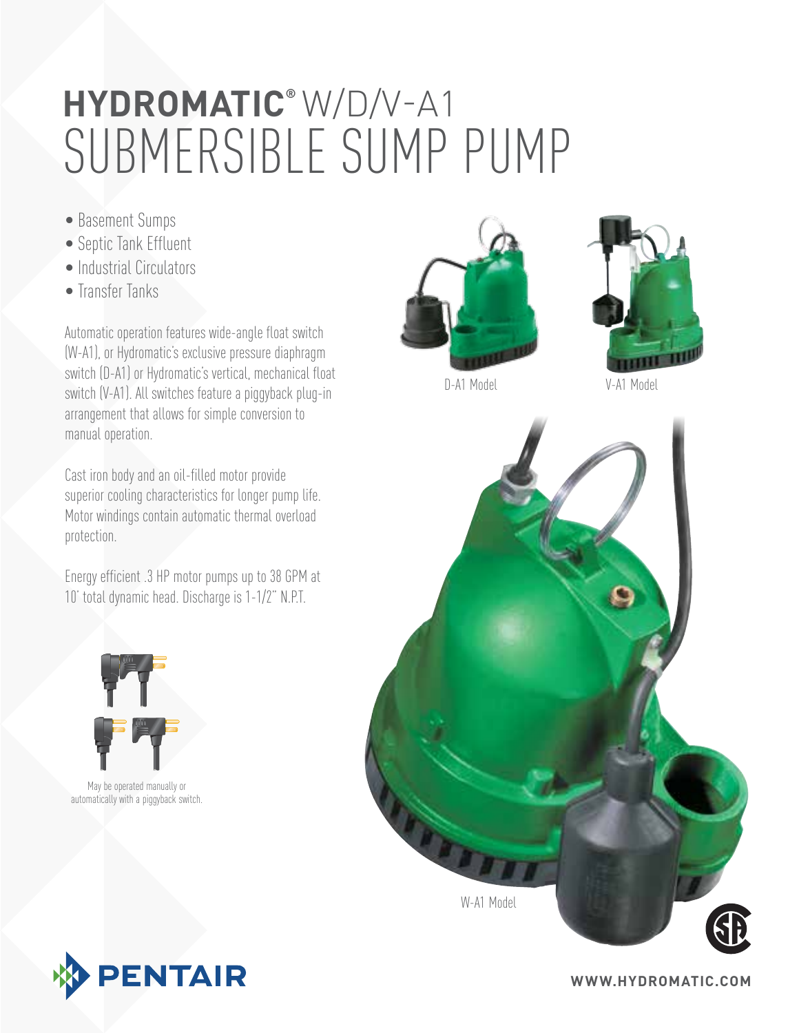# HYDROMATIC® W/D/V-A1 SUBMERSIBLE SUMP PUMP

- Basement Sumps
- Septic Tank Effluent
- Industrial Circulators
- Transfer Tanks

Automatic operation features wide-angle float switch (W-A1), or Hydromatic's exclusive pressure diaphragm switch (D-A1) or Hydromatic's vertical, mechanical float switch (V-A1). All switches feature a piggyback plug-in arrangement that allows for simple conversion to manual operation.

Cast iron body and an oil-filled motor provide superior cooling characteristics for longer pump life. Motor windings contain automatic thermal overload protection.

Energy efficient .3 HP motor pumps up to 38 GPM at 10' total dynamic head. Discharge is 1-1/2" N.P.T.

May be operated manually or automatically with a piggyback switch.

D-A1 Model

V-A1 Model

W-A1 Model

PENTAIR

WWW.HYDROMATIC.COM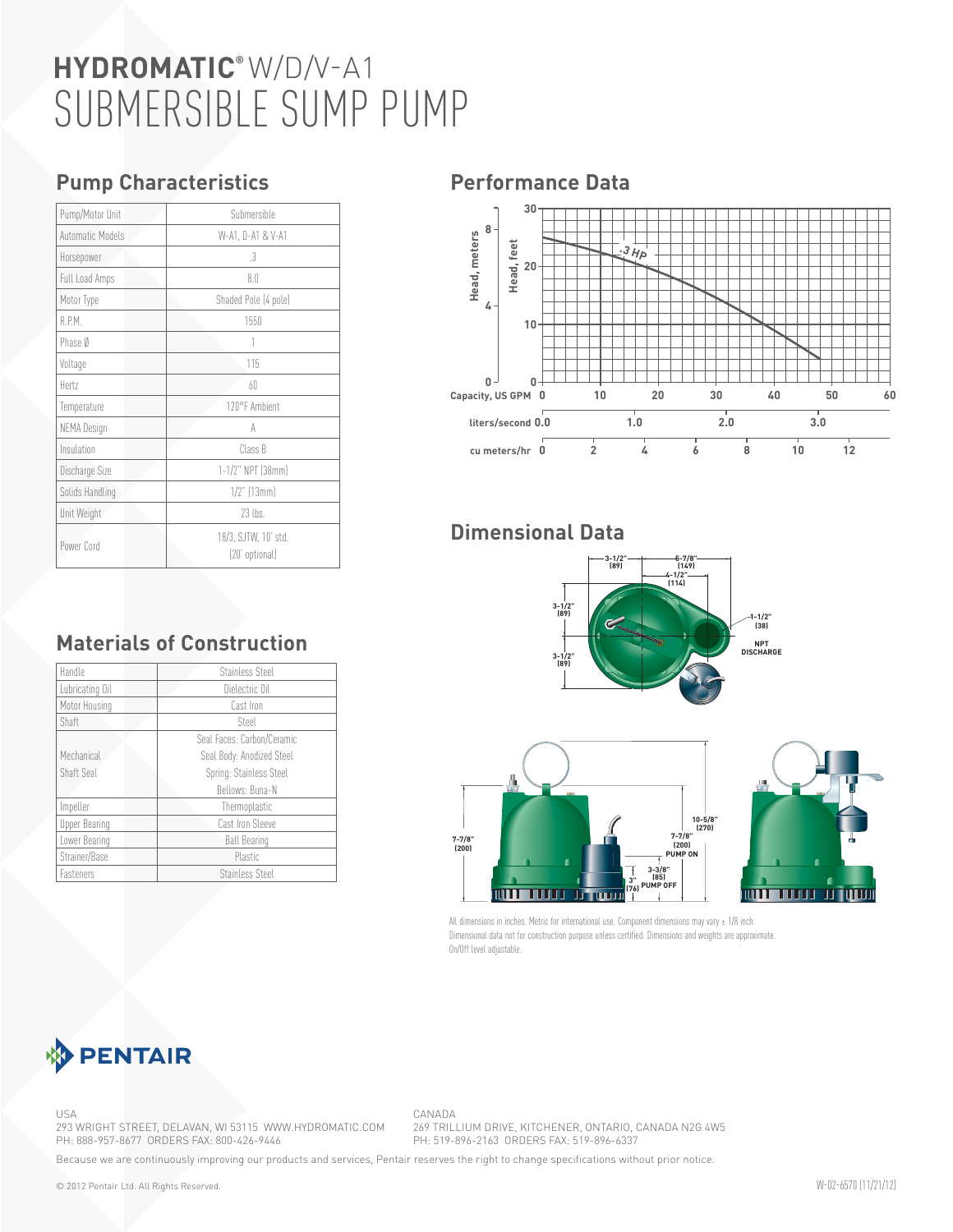# HYDROMATIC® W/D/V-A1
# SUBMERSIBLE SUMP PUMP

## Pump Characteristics

| | |
|---|---|
| Pump/Motor Unit | Submersible |
| Automatic Models | W-A1, D-A1 & V-A1 |
| Horsepower | .3 |
| Full Load Amps | 8.0 |
| Motor Type | Shaded Pole (4 pole) |
| R.P.M. | 1550 |
| Phase Ø | 1 |
| Voltage | 115 |
| Hertz | 60 |
| Temperature | 120°F Ambient |
| NEMA Design | A |
| Insulation | Class B |
| Discharge Size | 1-1/2" NPT (38mm) |
| Solids Handling | 1/2" (13mm) |
| Unit Weight | 23 lbs. |
| Power Cord | 18/3, SJTW, 10' std. (20' optional) |

## Materials of Construction

| | |
|---|---|
| Handle | Stainless Steel |
| Lubricating Oil | Dielectric Oil |
| Motor Housing | Cast Iron |
| Shaft | Steel |
| Mechanical Shaft Seal | Seal Faces: Carbon/Ceramic<br>Seal Body: Anodized Steel<br>Spring: Stainless Steel<br>Bellows: Buna-N |
| Impeller | Thermoplastic |
| Upper Bearing | Cast Iron Sleeve |
| Lower Bearing | Ball Bearing |
| Strainer/Base | Plastic |
| Fasteners | Stainless Steel |

## Performance Data

Head, meters: 0, 4, 8
Head, feet: 0, 10, 20, 30
.3 HP
Capacity, US GPM: 0, 10, 20, 30, 40, 50, 60
liters/second: 0.0, 1.0, 2.0, 3.0
cu meters/hr: 0, 2, 4, 6, 8, 10, 12

## Dimensional Data

3-1/2" (89)
5-7/8" (149)
4-1/2" (114)
3-1/2" (89)
3-1/2" (89)
1-1/2" (38)
NPT DISCHARGE
7-7/8" (200)
10-5/8" (270)
7-7/8" (200) PUMP ON
3-3/8" (85) PUMP OFF
3" (76)

All dimensions in inches. Metric for international use. Component dimensions may vary ± 1/8 inch. Dimensional data not for construction purpose unless certified. Dimensions and weights are approximate. On/Off level adjustable.

PENTAIR

USA
293 WRIGHT STREET, DELAVAN, WI 53115 WWW.HYDROMATIC.COM
PH: 888-957-8677 ORDERS FAX: 800-426-9446

CANADA
269 TRILLIUM DRIVE, KITCHENER, ONTARIO, CANADA N2G 4W5
PH: 519-896-2163 ORDERS FAX: 519-896-6337

Because we are continuously improving our products and services, Pentair reserves the right to change specifications without prior notice.

© 2012 Pentair Ltd. All Rights Reserved.

W-02-6570 (11/21/12)